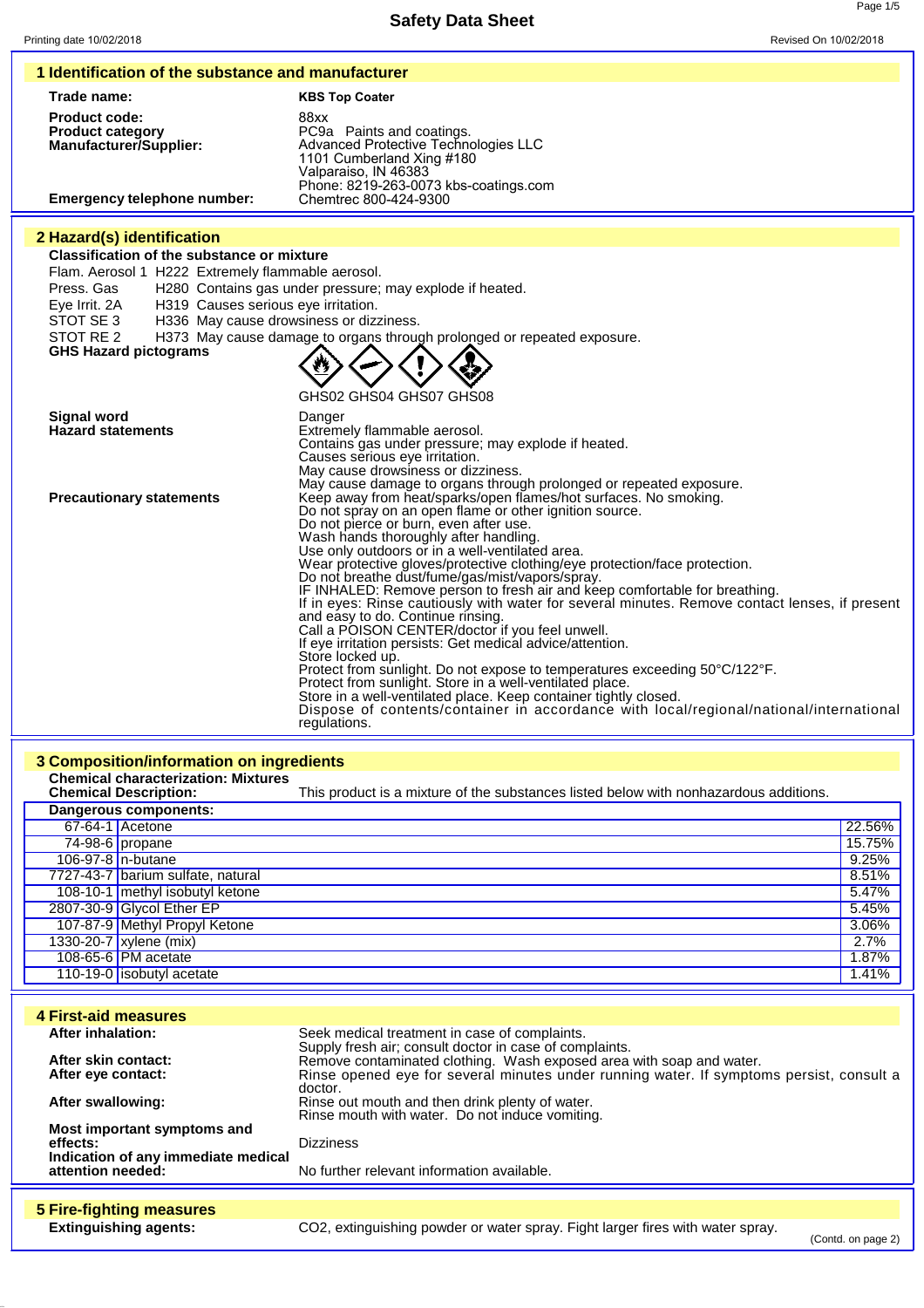# Safety Data Sheet

Printing date 10/02/2018 Revised On 10/02/2018

## 1 Identification of the substance and manufacturer

**Trade name:** **KBS Top Coater**

**Product code:** 88xx

**Product category** PC9a Paints and coatings.

**Manufacturer/Supplier:**
Advanced Protective Technologies LLC
1101 Cumberland Xing #180
Valparaiso, IN 46383
Phone: 8219-263-0073 kbs-coatings.com

**Emergency telephone number:** Chemtrec 800-424-9300

## 2 Hazard(s) identification

**Classification of the substance or mixture**

Flam. Aerosol 1 H222 Extremely flammable aerosol.
Press. Gas H280 Contains gas under pressure; may explode if heated.
Eye Irrit. 2A H319 Causes serious eye irritation.
STOT SE 3 H336 May cause drowsiness or dizziness.
STOT RE 2 H373 May cause damage to organs through prolonged or repeated exposure.

**GHS Hazard pictograms**

GHS02 GHS04 GHS07 GHS08

**Signal word** Danger

**Hazard statements**
Extremely flammable aerosol.
Contains gas under pressure; may explode if heated.
Causes serious eye irritation.
May cause drowsiness or dizziness.
May cause damage to organs through prolonged or repeated exposure.

**Precautionary statements**
Keep away from heat/sparks/open flames/hot surfaces. No smoking.
Do not spray on an open flame or other ignition source.
Do not pierce or burn, even after use.
Wash hands thoroughly after handling.
Use only outdoors or in a well-ventilated area.
Wear protective gloves/protective clothing/eye protection/face protection.
Do not breathe dust/fume/gas/mist/vapors/spray.
IF INHALED: Remove person to fresh air and keep comfortable for breathing.
If in eyes: Rinse cautiously with water for several minutes. Remove contact lenses, if present and easy to do. Continue rinsing.
Call a POISON CENTER/doctor if you feel unwell.
If eye irritation persists: Get medical advice/attention.
Store locked up.
Protect from sunlight. Do not expose to temperatures exceeding 50°C/122°F.
Protect from sunlight. Store in a well-ventilated place.
Store in a well-ventilated place. Keep container tightly closed.
Dispose of contents/container in accordance with local/regional/national/international regulations.

## 3 Composition/information on ingredients

**Chemical characterization: Mixtures**

**Chemical Description:** This product is a mixture of the substances listed below with nonhazardous additions.

**Dangerous components:**

| CAS | Component | % |
|---|---|---|
| 67-64-1 | Acetone | 22.56% |
| 74-98-6 | propane | 15.75% |
| 106-97-8 | n-butane | 9.25% |
| 7727-43-7 | barium sulfate, natural | 8.51% |
| 108-10-1 | methyl isobutyl ketone | 5.47% |
| 2807-30-9 | Glycol Ether EP | 5.45% |
| 107-87-9 | Methyl Propyl Ketone | 3.06% |
| 1330-20-7 | xylene (mix) | 2.7% |
| 108-65-6 | PM acetate | 1.87% |
| 110-19-0 | isobutyl acetate | 1.41% |

## 4 First-aid measures

**After inhalation:**
Seek medical treatment in case of complaints.
Supply fresh air; consult doctor in case of complaints.

**After skin contact:** Remove contaminated clothing. Wash exposed area with soap and water.

**After eye contact:** Rinse opened eye for several minutes under running water. If symptoms persist, consult a doctor.

**After swallowing:**
Rinse out mouth and then drink plenty of water.
Rinse mouth with water. Do not induce vomiting.

**Most important symptoms and effects:** Dizziness

**Indication of any immediate medical attention needed:** No further relevant information available.

## 5 Fire-fighting measures

**Extinguishing agents:** $CO_2$, extinguishing powder or water spray. Fight larger fires with water spray.

(Contd. on page 2)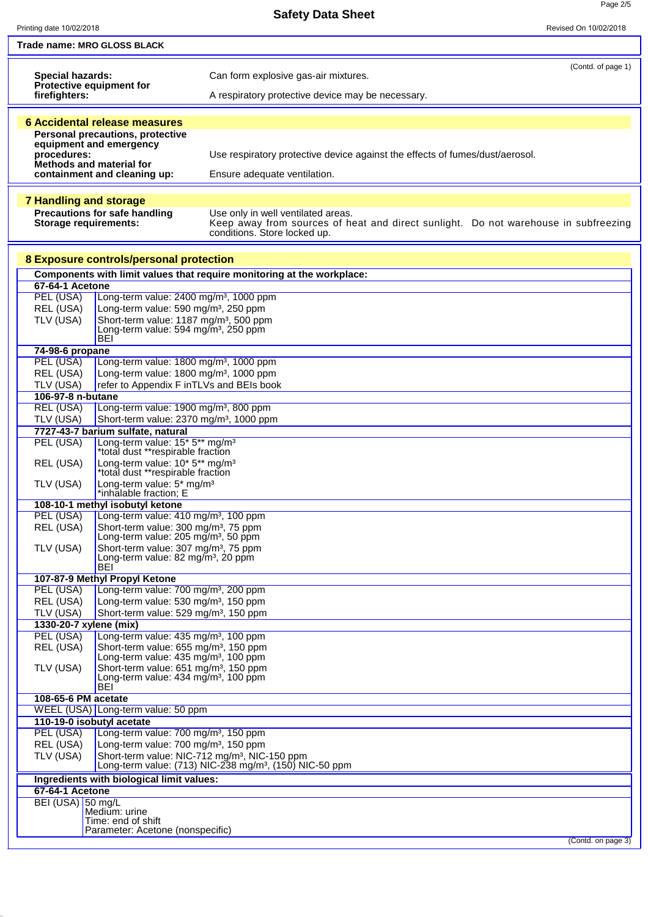**Trade name: MRO GLOSS BLACK**

(Contd. of page 1)

**Special hazards:** Can form explosive gas-air mixtures.

**Protective equipment for firefighters:** A respiratory protective device may be necessary.

## 6 Accidental release measures

**Personal precautions, protective equipment and emergency procedures:** Use respiratory protective device against the effects of fumes/dust/aerosol.

**Methods and material for containment and cleaning up:** Ensure adequate ventilation.

## 7 Handling and storage

**Precautions for safe handling** Use only in well ventilated areas.

**Storage requirements:** Keep away from sources of heat and direct sunlight. Do not warehouse in subfreezing conditions. Store locked up.

## 8 Exposure controls/personal protection

**Components with limit values that require monitoring at the workplace:**

**67-64-1 Acetone**

| | |
|---|---|
| PEL (USA) | Long-term value: 2400 mg/m³, 1000 ppm |
| REL (USA) | Long-term value: 590 mg/m³, 250 ppm |
| TLV (USA) | Short-term value: 1187 mg/m³, 500 ppm<br>Long-term value: 594 mg/m³, 250 ppm<br>BEI |

**74-98-6 propane**

| | |
|---|---|
| PEL (USA) | Long-term value: 1800 mg/m³, 1000 ppm |
| REL (USA) | Long-term value: 1800 mg/m³, 1000 ppm |
| TLV (USA) | refer to Appendix F inTLVs and BEIs book |

**106-97-8 n-butane**

| | |
|---|---|
| REL (USA) | Long-term value: 1900 mg/m³, 800 ppm |
| TLV (USA) | Short-term value: 2370 mg/m³, 1000 ppm |

**7727-43-7 barium sulfate, natural**

| | |
|---|---|
| PEL (USA) | Long-term value: 15* 5** mg/m³<br>*total dust **respirable fraction |
| REL (USA) | Long-term value: 10* 5** mg/m³<br>*total dust **respirable fraction |
| TLV (USA) | Long-term value: 5* mg/m³<br>*inhalable fraction; E |

**108-10-1 methyl isobutyl ketone**

| | |
|---|---|
| PEL (USA) | Long-term value: 410 mg/m³, 100 ppm |
| REL (USA) | Short-term value: 300 mg/m³, 75 ppm<br>Long-term value: 205 mg/m³, 50 ppm |
| TLV (USA) | Short-term value: 307 mg/m³, 75 ppm<br>Long-term value: 82 mg/m³, 20 ppm<br>BEI |

**107-87-9 Methyl Propyl Ketone**

| | |
|---|---|
| PEL (USA) | Long-term value: 700 mg/m³, 200 ppm |
| REL (USA) | Long-term value: 530 mg/m³, 150 ppm |
| TLV (USA) | Short-term value: 529 mg/m³, 150 ppm |

**1330-20-7 xylene (mix)**

| | |
|---|---|
| PEL (USA) | Long-term value: 435 mg/m³, 100 ppm |
| REL (USA) | Short-term value: 655 mg/m³, 150 ppm<br>Long-term value: 435 mg/m³, 100 ppm |
| TLV (USA) | Short-term value: 651 mg/m³, 150 ppm<br>Long-term value: 434 mg/m³, 100 ppm<br>BEI |

**108-65-6 PM acetate**

| | |
|---|---|
| WEEL (USA) | Long-term value: 50 ppm |

**110-19-0 isobutyl acetate**

| | |
|---|---|
| PEL (USA) | Long-term value: 700 mg/m³, 150 ppm |
| REL (USA) | Long-term value: 700 mg/m³, 150 ppm |
| TLV (USA) | Short-term value: NIC-712 mg/m³, NIC-150 ppm<br>Long-term value: (713) NIC-238 mg/m³, (150) NIC-50 ppm |

**Ingredients with biological limit values:**

**67-64-1 Acetone**

| | |
|---|---|
| BEI (USA) | 50 mg/L<br>Medium: urine<br>Time: end of shift<br>Parameter: Acetone (nonspecific) |

(Contd. on page 3)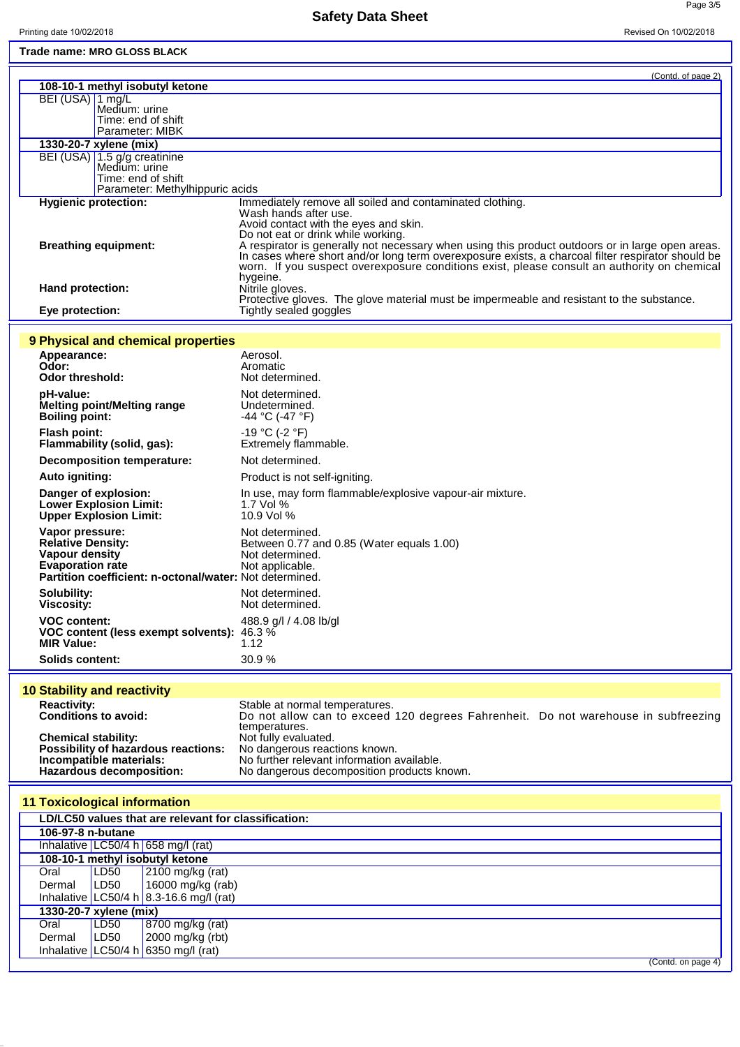**Trade name: MRO GLOSS BLACK**

(Contd. of page 2)

| 108-10-1 methyl isobutyl ketone | |
|---|---|
| BEI (USA) | 1 mg/L<br>Medium: urine<br>Time: end of shift<br>Parameter: MIBK |
| **1330-20-7 xylene (mix)** | |
| BEI (USA) | 1.5 g/g creatinine<br>Medium: urine<br>Time: end of shift<br>Parameter: Methylhippuric acids |

**Hygienic protection:** Immediately remove all soiled and contaminated clothing.
Wash hands after use.
Avoid contact with the eyes and skin.
Do not eat or drink while working.

**Breathing equipment:** A respirator is generally not necessary when using this product outdoors or in large open areas. In cases where short and/or long term overexposure exists, a charcoal filter respirator should be worn. If you suspect overexposure conditions exist, please consult an authority on chemical hygeine.

**Hand protection:** Nitrile gloves.
Protective gloves. The glove material must be impermeable and resistant to the substance.

**Eye protection:** Tightly sealed goggles

## 9 Physical and chemical properties

| | |
|---|---|
| **Appearance:** | Aerosol. |
| **Odor:** | Aromatic |
| **Odor threshold:** | Not determined. |
| **pH-value:** | Not determined. |
| **Melting point/Melting range** | Undetermined. |
| **Boiling point:** | -44 °C (-47 °F) |
| **Flash point:** | -19 °C (-2 °F) |
| **Flammability (solid, gas):** | Extremely flammable. |
| **Decomposition temperature:** | Not determined. |
| **Auto igniting:** | Product is not self-igniting. |
| **Danger of explosion:** | In use, may form flammable/explosive vapour-air mixture. |
| **Lower Explosion Limit:** | 1.7 Vol % |
| **Upper Explosion Limit:** | 10.9 Vol % |
| **Vapor pressure:** | Not determined. |
| **Relative Density:** | Between 0.77 and 0.85 (Water equals 1.00) |
| **Vapour density** | Not determined. |
| **Evaporation rate** | Not applicable. |
| **Partition coefficient: n-octonal/water:** | Not determined. |
| **Solubility:** | Not determined. |
| **Viscosity:** | Not determined. |
| **VOC content:** | 488.9 g/l / 4.08 lb/gl |
| **VOC content (less exempt solvents):** | 46.3 % |
| **MIR Value:** | 1.12 |
| **Solids content:** | 30.9 % |

## 10 Stability and reactivity

| | |
|---|---|
| **Reactivity:** | Stable at normal temperatures. |
| **Conditions to avoid:** | Do not allow can to exceed 120 degrees Fahrenheit. Do not warehouse in subfreezing temperatures. |
| **Chemical stability:** | Not fully evaluated. |
| **Possibility of hazardous reactions:** | No dangerous reactions known. |
| **Incompatible materials:** | No further relevant information available. |
| **Hazardous decomposition:** | No dangerous decomposition products known. |

## 11 Toxicological information

| LD/LC50 values that are relevant for classification: | | |
|---|---|---|
| **106-97-8 n-butane** | | |
| Inhalative | LC50/4 h | 658 mg/l (rat) |
| **108-10-1 methyl isobutyl ketone** | | |
| Oral | LD50 | 2100 mg/kg (rat) |
| Dermal | LD50 | 16000 mg/kg (rab) |
| Inhalative | LC50/4 h | 8.3-16.6 mg/l (rat) |
| **1330-20-7 xylene (mix)** | | |
| Oral | LD50 | 8700 mg/kg (rat) |
| Dermal | LD50 | 2000 mg/kg (rbt) |
| Inhalative | LC50/4 h | 6350 mg/l (rat) |

(Contd. on page 4)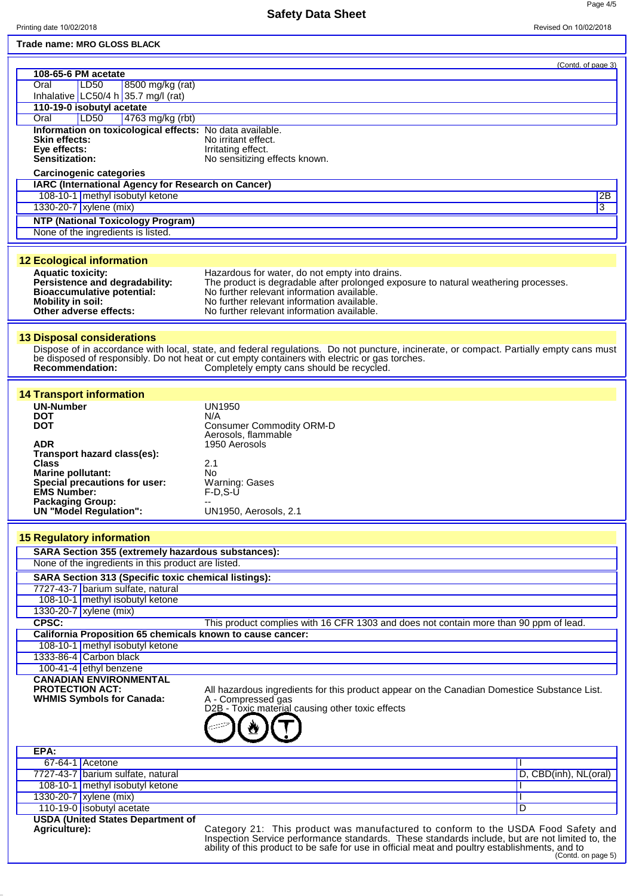Trade name: **MRO GLOSS BLACK**

(Contd. of page 3)

| 108-65-6 PM acetate | | |
|---|---|---|
| Oral | LD50 | 8500 mg/kg (rat) |
| Inhalative | LC50/4 h | 35.7 mg/l (rat) |
| **110-19-0 isobutyl acetate** | | |
| Oral | LD50 | 4763 mg/kg (rbt) |

**Information on toxicological effects:** No data available.
**Skin effects:** No irritant effect.
**Eye effects:** Irritating effect.
**Sensitization:** No sensitizing effects known.

**Carcinogenic categories**

| IARC (International Agency for Research on Cancer) | | |
|---|---|---|
| 108-10-1 | methyl isobutyl ketone | 2B |
| 1330-20-7 | xylene (mix) | 3 |

| NTP (National Toxicology Program) |
|---|
| None of the ingredients is listed. |

## 12 Ecological information

**Aquatic toxicity:** Hazardous for water, do not empty into drains.
**Persistence and degradability:** The product is degradable after prolonged exposure to natural weathering processes.
**Bioaccumulative potential:** No further relevant information available.
**Mobility in soil:** No further relevant information available.
**Other adverse effects:** No further relevant information available.

## 13 Disposal considerations

Dispose of in accordance with local, state, and federal regulations. Do not puncture, incinerate, or compact. Partially empty cans must be disposed of responsibly. Do not heat or cut empty containers with electric or gas torches.
**Recommendation:** Completely empty cans should be recycled.

## 14 Transport information

**UN-Number** UN1950
**DOT** N/A
**DOT** Consumer Commodity ORM-D
Aerosols, flammable
**ADR** 1950 Aerosols
**Transport hazard class(es):**
**Class** 2.1
**Marine pollutant:** No
**Special precautions for user:** Warning: Gases
**EMS Number:** F-D,S-U
**Packaging Group:** --
**UN "Model Regulation":** UN1950, Aerosols, 2.1

## 15 Regulatory information

| SARA Section 355 (extremely hazardous substances): |
|---|
| None of the ingredients in this product are listed. |

| SARA Section 313 (Specific toxic chemical listings): | |
|---|---|
| 7727-43-7 | barium sulfate, natural |
| 108-10-1 | methyl isobutyl ketone |
| 1330-20-7 | xylene (mix) |

**CPSC:** This product complies with 16 CFR 1303 and does not contain more than 90 ppm of lead.

| California Proposition 65 chemicals known to cause cancer: | |
|---|---|
| 108-10-1 | methyl isobutyl ketone |
| 1333-86-4 | Carbon black |
| 100-41-4 | ethyl benzene |

**CANADIAN ENVIRONMENTAL PROTECTION ACT:** All hazardous ingredients for this product appear on the Canadian Domestice Substance List.
**WHMIS Symbols for Canada:** A - Compressed gas
D2B - Toxic material causing other toxic effects

| EPA: | | |
|---|---|---|
| 67-64-1 | Acetone | I |
| 7727-43-7 | barium sulfate, natural | D, CBD(inh), NL(oral) |
| 108-10-1 | methyl isobutyl ketone | I |
| 1330-20-7 | xylene (mix) | I |
| 110-19-0 | isobutyl acetate | D |

**USDA (United States Department of Agriculture):** Category 21: This product was manufactured to conform to the USDA Food Safety and Inspection Service performance standards. These standards include, but are not limited to, the ability of this product to be safe for use in official meat and poultry establishments, and to

(Contd. on page 5)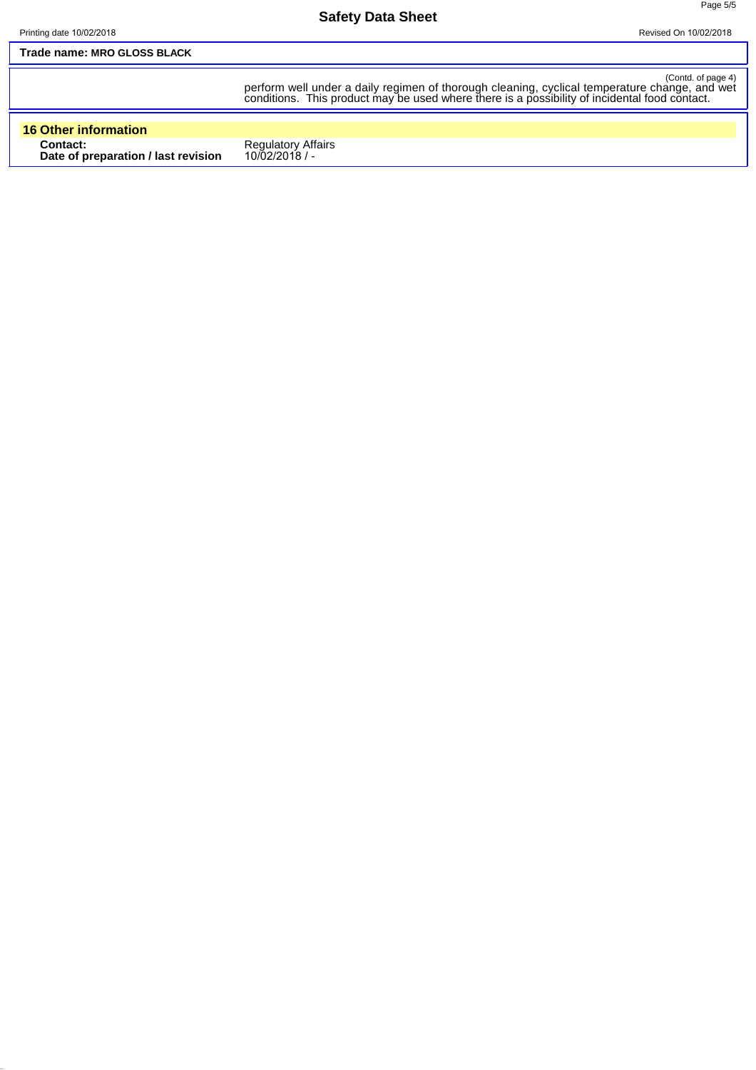**Trade name: MRO GLOSS BLACK**

(Contd. of page 4)

perform well under a daily regimen of thorough cleaning, cyclical temperature change, and wet conditions. This product may be used where there is a possibility of incidental food contact.

## 16 Other information

**Contact:** Regulatory Affairs

**Date of preparation / last revision** 10/02/2018 / -